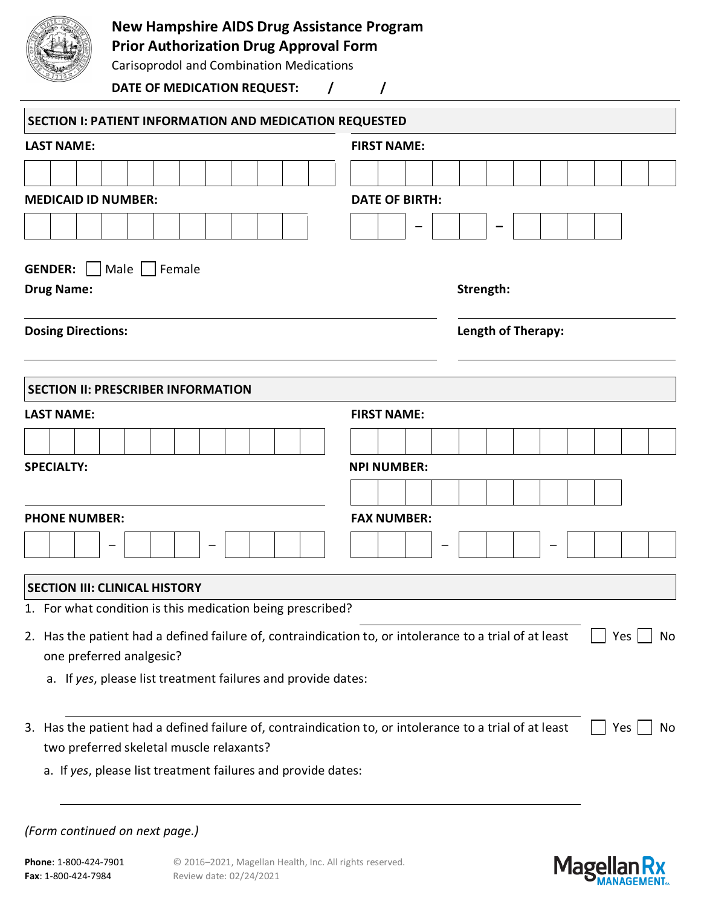# New Hampshire AIDS Drug Assistance Program
## Prior Authorization Drug Approval Form

Carisoprodol and Combination Medications

**DATE OF MEDICATION REQUEST:** / /

## SECTION I: PATIENT INFORMATION AND MEDICATION REQUESTED

**LAST NAME:** 

**FIRST NAME:** 

**MEDICAID ID NUMBER:** 

**DATE OF BIRTH:** – –

**GENDER:** ☐ Male ☐ Female

**Drug Name:** 

**Strength:** 

**Dosing Directions:** 

**Length of Therapy:** 

## SECTION II: PRESCRIBER INFORMATION

**LAST NAME:** 

**FIRST NAME:** 

**SPECIALTY:** 

**NPI NUMBER:** 

**PHONE NUMBER:** – –

**FAX NUMBER:** – –

## SECTION III: CLINICAL HISTORY

1. For what condition is this medication being prescribed? \_\_\_\_\_\_\_\_\_\_\_\_\_\_\_\_\_\_\_\_
2. Has the patient had a defined failure of, contraindication to, or intolerance to a trial of at least one preferred analgesic? ☐ Yes ☐ No
   a. If *yes*, please list treatment failures and provide dates:
   \_\_\_\_\_\_\_\_\_\_\_\_\_\_\_\_\_\_\_\_\_\_\_\_\_\_\_\_\_\_\_\_\_\_\_\_\_\_\_\_
3. Has the patient had a defined failure of, contraindication to, or intolerance to a trial of at least two preferred skeletal muscle relaxants? ☐ Yes ☐ No
   a. If *yes*, please list treatment failures and provide dates:
   \_\_\_\_\_\_\_\_\_\_\_\_\_\_\_\_\_\_\_\_\_\_\_\_\_\_\_\_\_\_\_\_\_\_\_\_\_\_\_\_

*(Form continued on next page.)*

**Phone**: 1-800-424-7901
**Fax**: 1-800-424-7984

© 2016–2021, Magellan Health, Inc. All rights reserved.
Review date: 02/24/2021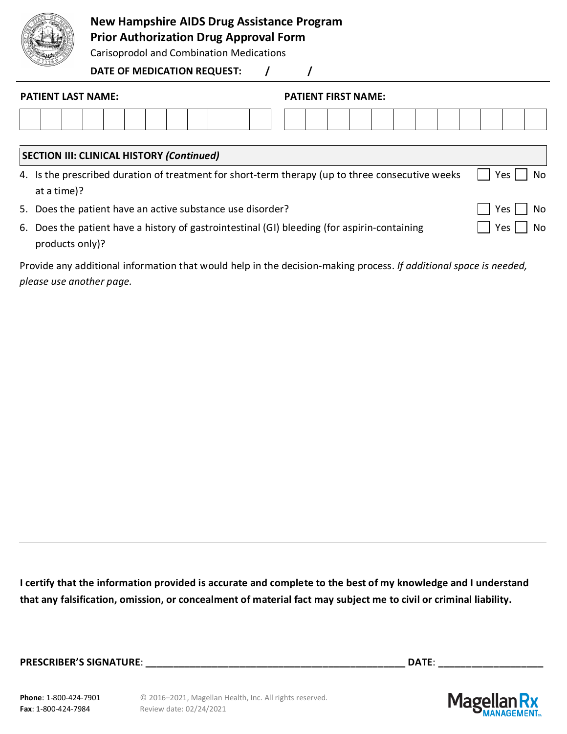# New Hampshire AIDS Drug Assistance Program

## Prior Authorization Drug Approval Form

Carisoprodol and Combination Medications

**DATE OF MEDICATION REQUEST:** / /

**PATIENT LAST NAME:** **PATIENT FIRST NAME:**

### SECTION III: CLINICAL HISTORY *(Continued)*

4. Is the prescribed duration of treatment for short-term therapy (up to three consecutive weeks at a time)? ☐ Yes ☐ No
5. Does the patient have an active substance use disorder? ☐ Yes ☐ No
6. Does the patient have a history of gastrointestinal (GI) bleeding (for aspirin-containing products only)? ☐ Yes ☐ No

Provide any additional information that would help in the decision-making process. *If additional space is needed, please use another page.*

---

**I certify that the information provided is accurate and complete to the best of my knowledge and I understand that any falsification, omission, or concealment of material fact may subject me to civil or criminal liability.**

**PRESCRIBER'S SIGNATURE**: ______________________________ **DATE**: ____________

**Phone**: 1-800-424-7901
**Fax**: 1-800-424-7984

© 2016–2021, Magellan Health, Inc. All rights reserved.
Review date: 02/24/2021

Magellan Rx MANAGEMENT